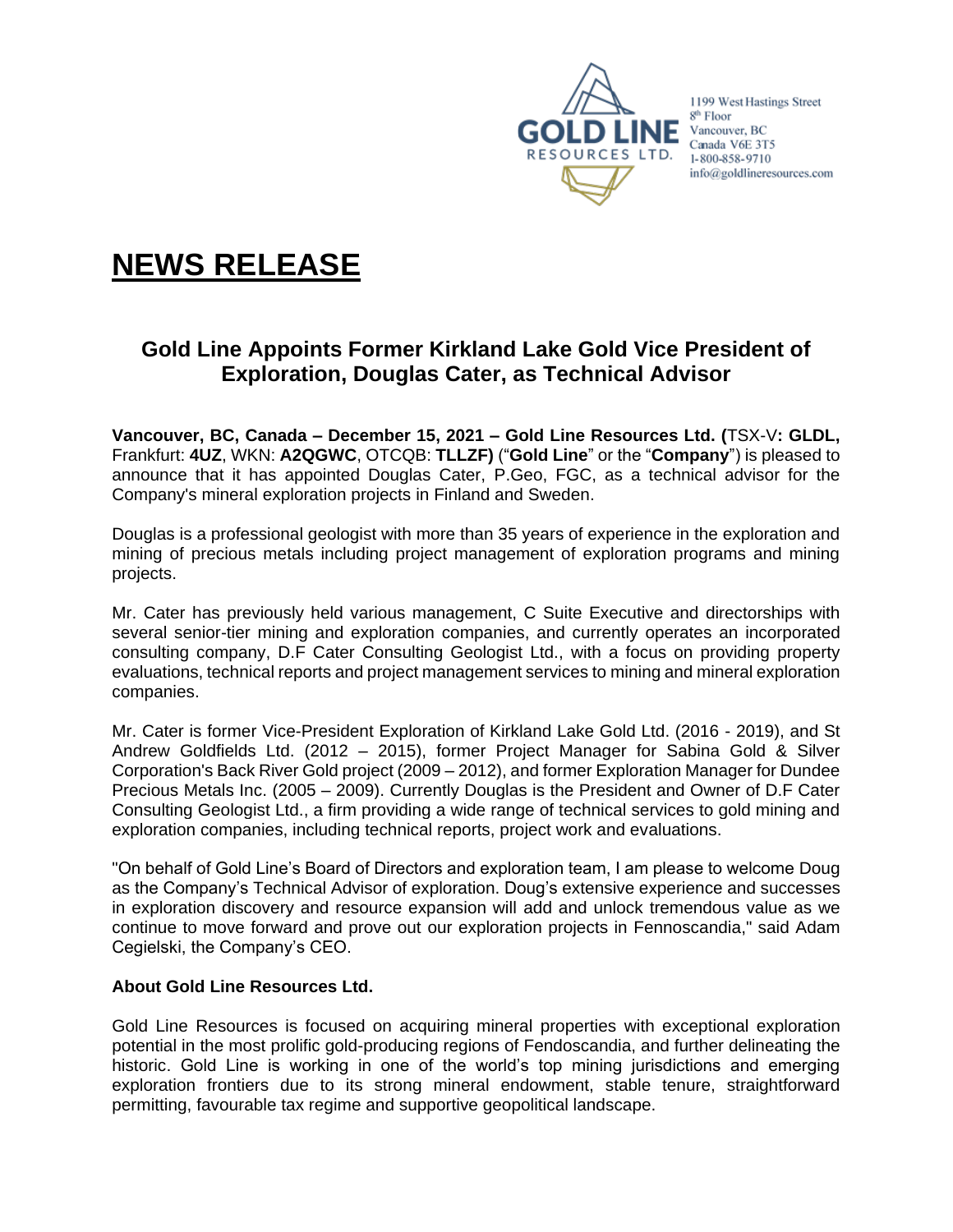GOLD LINE RESOURCES LTD.

1199 West Hastings Street
8th Floor
Vancouver, BC
Canada V6E 3T5
1-800-858-9710
info@goldlineresources.com

# NEWS RELEASE

## Gold Line Appoints Former Kirkland Lake Gold Vice President of Exploration, Douglas Cater, as Technical Advisor

**Vancouver, BC, Canada – December 15, 2021 – Gold Line Resources Ltd. (**TSX-V**: GLDL,** Frankfurt: **4UZ**, WKN: **A2QGWC**, OTCQB: **TLLZF)** ("**Gold Line**" or the "**Company**") is pleased to announce that it has appointed Douglas Cater, P.Geo, FGC, as a technical advisor for the Company's mineral exploration projects in Finland and Sweden.

Douglas is a professional geologist with more than 35 years of experience in the exploration and mining of precious metals including project management of exploration programs and mining projects.

Mr. Cater has previously held various management, C Suite Executive and directorships with several senior-tier mining and exploration companies, and currently operates an incorporated consulting company, D.F Cater Consulting Geologist Ltd., with a focus on providing property evaluations, technical reports and project management services to mining and mineral exploration companies.

Mr. Cater is former Vice-President Exploration of Kirkland Lake Gold Ltd. (2016 - 2019), and St Andrew Goldfields Ltd. (2012 – 2015), former Project Manager for Sabina Gold & Silver Corporation's Back River Gold project (2009 – 2012), and former Exploration Manager for Dundee Precious Metals Inc. (2005 – 2009). Currently Douglas is the President and Owner of D.F Cater Consulting Geologist Ltd., a firm providing a wide range of technical services to gold mining and exploration companies, including technical reports, project work and evaluations.

"On behalf of Gold Line's Board of Directors and exploration team, I am please to welcome Doug as the Company's Technical Advisor of exploration. Doug's extensive experience and successes in exploration discovery and resource expansion will add and unlock tremendous value as we continue to move forward and prove out our exploration projects in Fennoscandia," said Adam Cegielski, the Company's CEO.

**About Gold Line Resources Ltd.**

Gold Line Resources is focused on acquiring mineral properties with exceptional exploration potential in the most prolific gold-producing regions of Fendoscandia, and further delineating the historic. Gold Line is working in one of the world's top mining jurisdictions and emerging exploration frontiers due to its strong mineral endowment, stable tenure, straightforward permitting, favourable tax regime and supportive geopolitical landscape.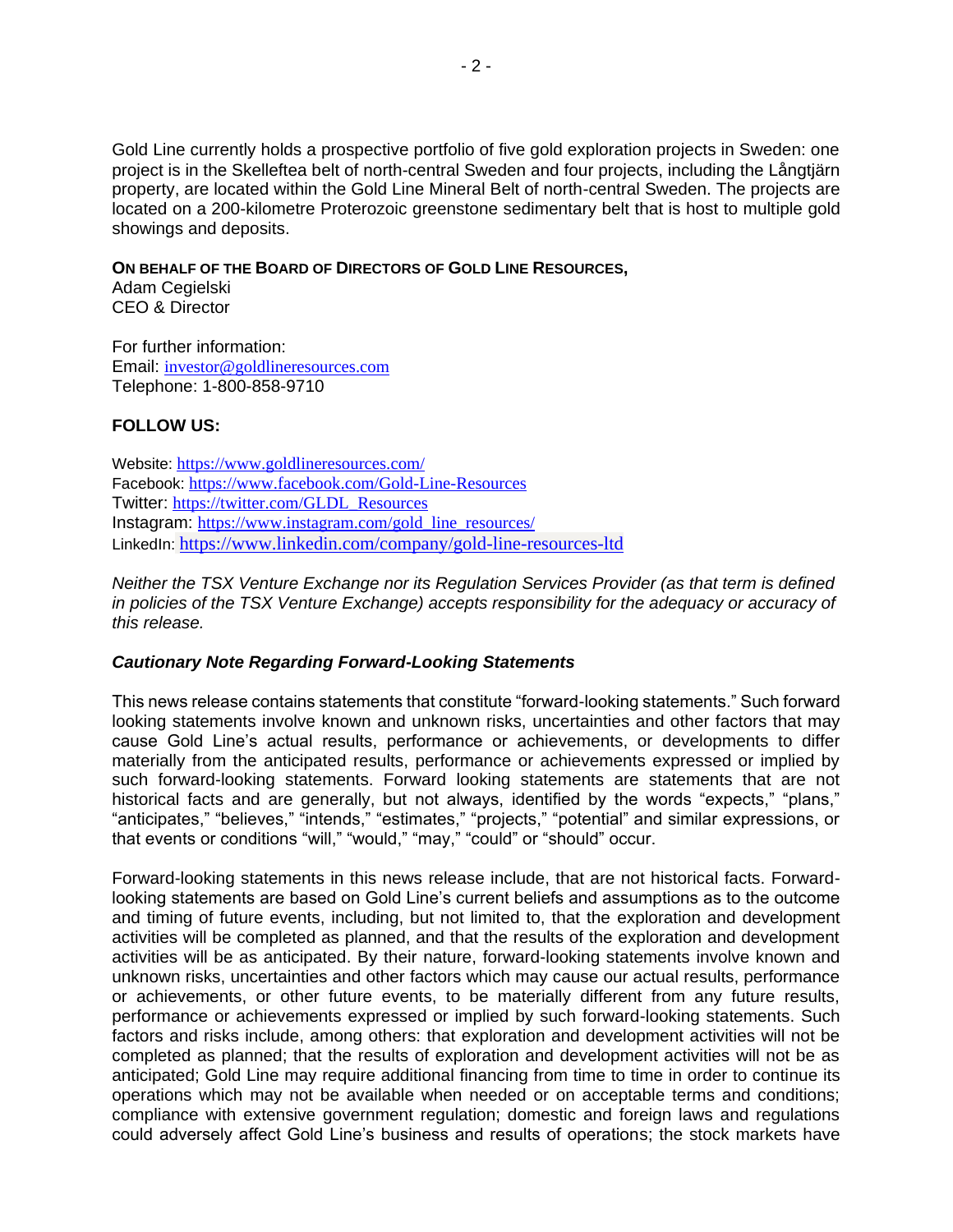Gold Line currently holds a prospective portfolio of five gold exploration projects in Sweden: one project is in the Skelleftea belt of north-central Sweden and four projects, including the Långtjärn property, are located within the Gold Line Mineral Belt of north-central Sweden. The projects are located on a 200-kilometre Proterozoic greenstone sedimentary belt that is host to multiple gold showings and deposits.

**ON BEHALF OF THE BOARD OF DIRECTORS OF GOLD LINE RESOURCES,**
Adam Cegielski
CEO & Director

For further information:
Email: investor@goldlineresources.com
Telephone: 1-800-858-9710

**FOLLOW US:**

Website: https://www.goldlineresources.com/
Facebook: https://www.facebook.com/Gold-Line-Resources
Twitter: https://twitter.com/GLDL_Resources
Instagram: https://www.instagram.com/gold_line_resources/
LinkedIn: https://www.linkedin.com/company/gold-line-resources-ltd

*Neither the TSX Venture Exchange nor its Regulation Services Provider (as that term is defined in policies of the TSX Venture Exchange) accepts responsibility for the adequacy or accuracy of this release.*

***Cautionary Note Regarding Forward-Looking Statements***

This news release contains statements that constitute "forward-looking statements." Such forward looking statements involve known and unknown risks, uncertainties and other factors that may cause Gold Line's actual results, performance or achievements, or developments to differ materially from the anticipated results, performance or achievements expressed or implied by such forward-looking statements. Forward looking statements are statements that are not historical facts and are generally, but not always, identified by the words "expects," "plans," "anticipates," "believes," "intends," "estimates," "projects," "potential" and similar expressions, or that events or conditions "will," "would," "may," "could" or "should" occur.

Forward-looking statements in this news release include, that are not historical facts. Forward-looking statements are based on Gold Line's current beliefs and assumptions as to the outcome and timing of future events, including, but not limited to, that the exploration and development activities will be completed as planned, and that the results of the exploration and development activities will be as anticipated. By their nature, forward-looking statements involve known and unknown risks, uncertainties and other factors which may cause our actual results, performance or achievements, or other future events, to be materially different from any future results, performance or achievements expressed or implied by such forward-looking statements. Such factors and risks include, among others: that exploration and development activities will not be completed as planned; that the results of exploration and development activities will not be as anticipated; Gold Line may require additional financing from time to time in order to continue its operations which may not be available when needed or on acceptable terms and conditions; compliance with extensive government regulation; domestic and foreign laws and regulations could adversely affect Gold Line's business and results of operations; the stock markets have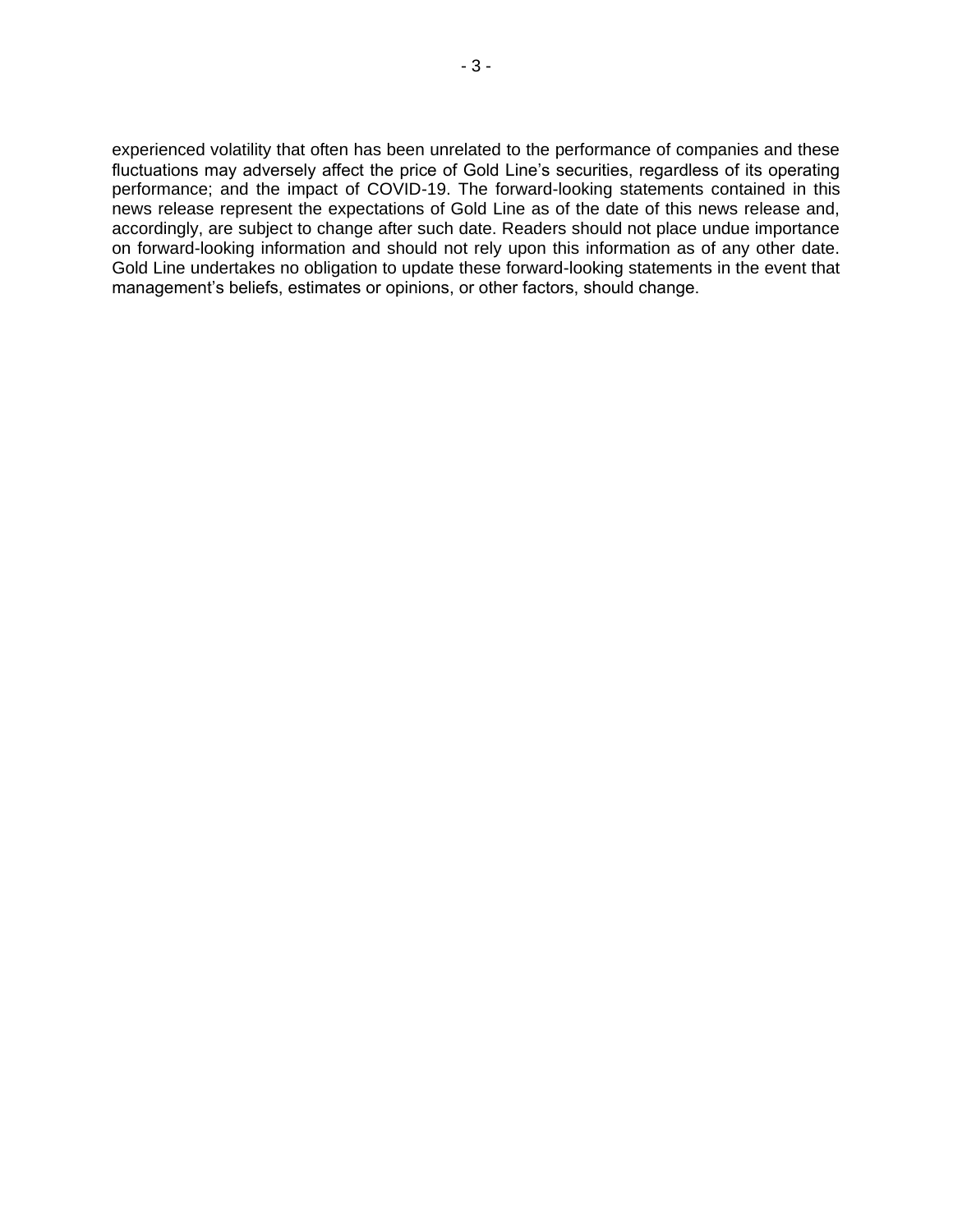experienced volatility that often has been unrelated to the performance of companies and these fluctuations may adversely affect the price of Gold Line's securities, regardless of its operating performance; and the impact of COVID-19. The forward-looking statements contained in this news release represent the expectations of Gold Line as of the date of this news release and, accordingly, are subject to change after such date. Readers should not place undue importance on forward-looking information and should not rely upon this information as of any other date. Gold Line undertakes no obligation to update these forward-looking statements in the event that management's beliefs, estimates or opinions, or other factors, should change.